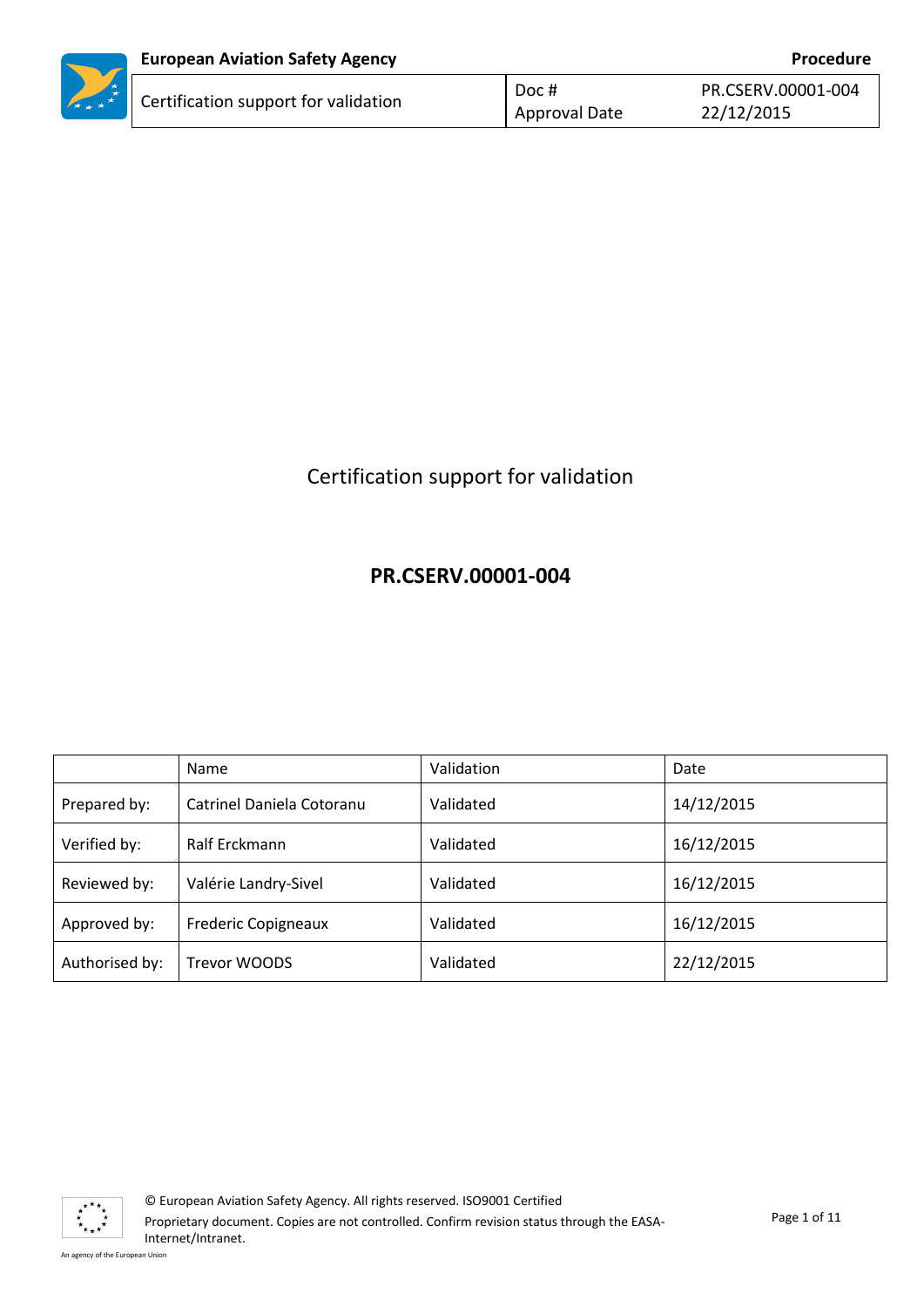# Certification support for validation

## PR.CSERV.00001-004

| | Name | Validation | Date |
|---|---|---|---|
| Prepared by: | Catrinel Daniela Cotoranu | Validated | 14/12/2015 |
| Verified by: | Ralf Erckmann | Validated | 16/12/2015 |
| Reviewed by: | Valérie Landry-Sivel | Validated | 16/12/2015 |
| Approved by: | Frederic Copigneaux | Validated | 16/12/2015 |
| Authorised by: | Trevor WOODS | Validated | 22/12/2015 |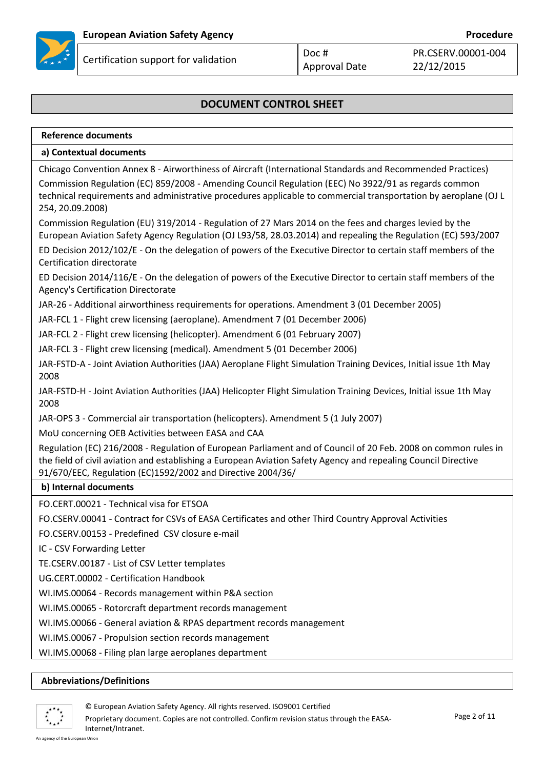## DOCUMENT CONTROL SHEET

### Reference documents

#### a) Contextual documents

Chicago Convention Annex 8 - Airworthiness of Aircraft (International Standards and Recommended Practices)

Commission Regulation (EC) 859/2008 - Amending Council Regulation (EEC) No 3922/91 as regards common technical requirements and administrative procedures applicable to commercial transportation by aeroplane (OJ L 254, 20.09.2008)

Commission Regulation (EU) 319/2014 - Regulation of 27 Mars 2014 on the fees and charges levied by the European Aviation Safety Agency Regulation (OJ L93/58, 28.03.2014) and repealing the Regulation (EC) 593/2007

ED Decision 2012/102/E - On the delegation of powers of the Executive Director to certain staff members of the Certification directorate

ED Decision 2014/116/E - On the delegation of powers of the Executive Director to certain staff members of the Agency's Certification Directorate

JAR-26 - Additional airworthiness requirements for operations. Amendment 3 (01 December 2005)

JAR-FCL 1 - Flight crew licensing (aeroplane). Amendment 7 (01 December 2006)

JAR-FCL 2 - Flight crew licensing (helicopter). Amendment 6 (01 February 2007)

JAR-FCL 3 - Flight crew licensing (medical). Amendment 5 (01 December 2006)

JAR-FSTD-A - Joint Aviation Authorities (JAA) Aeroplane Flight Simulation Training Devices, Initial issue 1th May 2008

JAR-FSTD-H - Joint Aviation Authorities (JAA) Helicopter Flight Simulation Training Devices, Initial issue 1th May 2008

JAR-OPS 3 - Commercial air transportation (helicopters). Amendment 5 (1 July 2007)

MoU concerning OEB Activities between EASA and CAA

Regulation (EC) 216/2008 - Regulation of European Parliament and of Council of 20 Feb. 2008 on common rules in the field of civil aviation and establishing a European Aviation Safety Agency and repealing Council Directive 91/670/EEC, Regulation (EC)1592/2002 and Directive 2004/36/

#### b) Internal documents

FO.CERT.00021 - Technical visa for ETSOA

FO.CSERV.00041 - Contract for CSVs of EASA Certificates and other Third Country Approval Activities

FO.CSERV.00153 - Predefined CSV closure e-mail

IC - CSV Forwarding Letter

TE.CSERV.00187 - List of CSV Letter templates

UG.CERT.00002 - Certification Handbook

WI.IMS.00064 - Records management within P&A section

WI.IMS.00065 - Rotorcraft department records management

WI.IMS.00066 - General aviation & RPAS department records management

WI.IMS.00067 - Propulsion section records management

WI.IMS.00068 - Filing plan large aeroplanes department

### Abbreviations/Definitions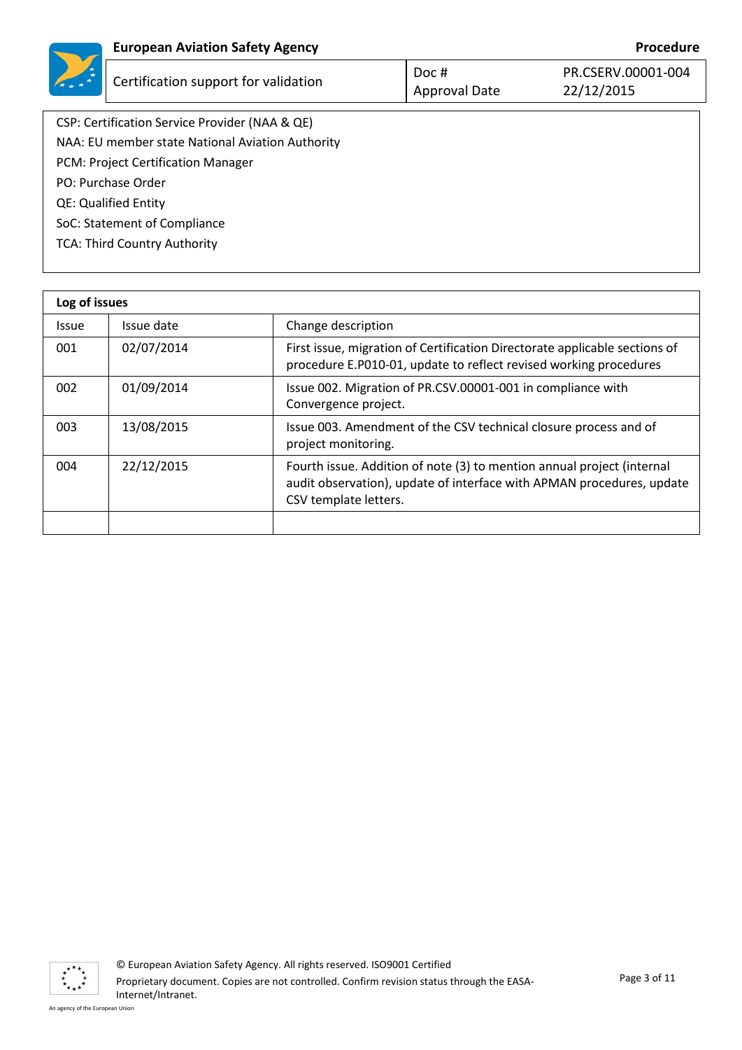CSP: Certification Service Provider (NAA & QE)
NAA: EU member state National Aviation Authority
PCM: Project Certification Manager
PO: Purchase Order
QE: Qualified Entity
SoC: Statement of Compliance
TCA: Third Country Authority

| **Log of issues** | | |
|---|---|---|
| Issue | Issue date | Change description |
| 001 | 02/07/2014 | First issue, migration of Certification Directorate applicable sections of procedure E.P010-01, update to reflect revised working procedures |
| 002 | 01/09/2014 | Issue 002. Migration of PR.CSV.00001-001 in compliance with Convergence project. |
| 003 | 13/08/2015 | Issue 003. Amendment of the CSV technical closure process and of project monitoring. |
| 004 | 22/12/2015 | Fourth issue. Addition of note (3) to mention annual project (internal audit observation), update of interface with APMAN procedures, update CSV template letters. |
| | | |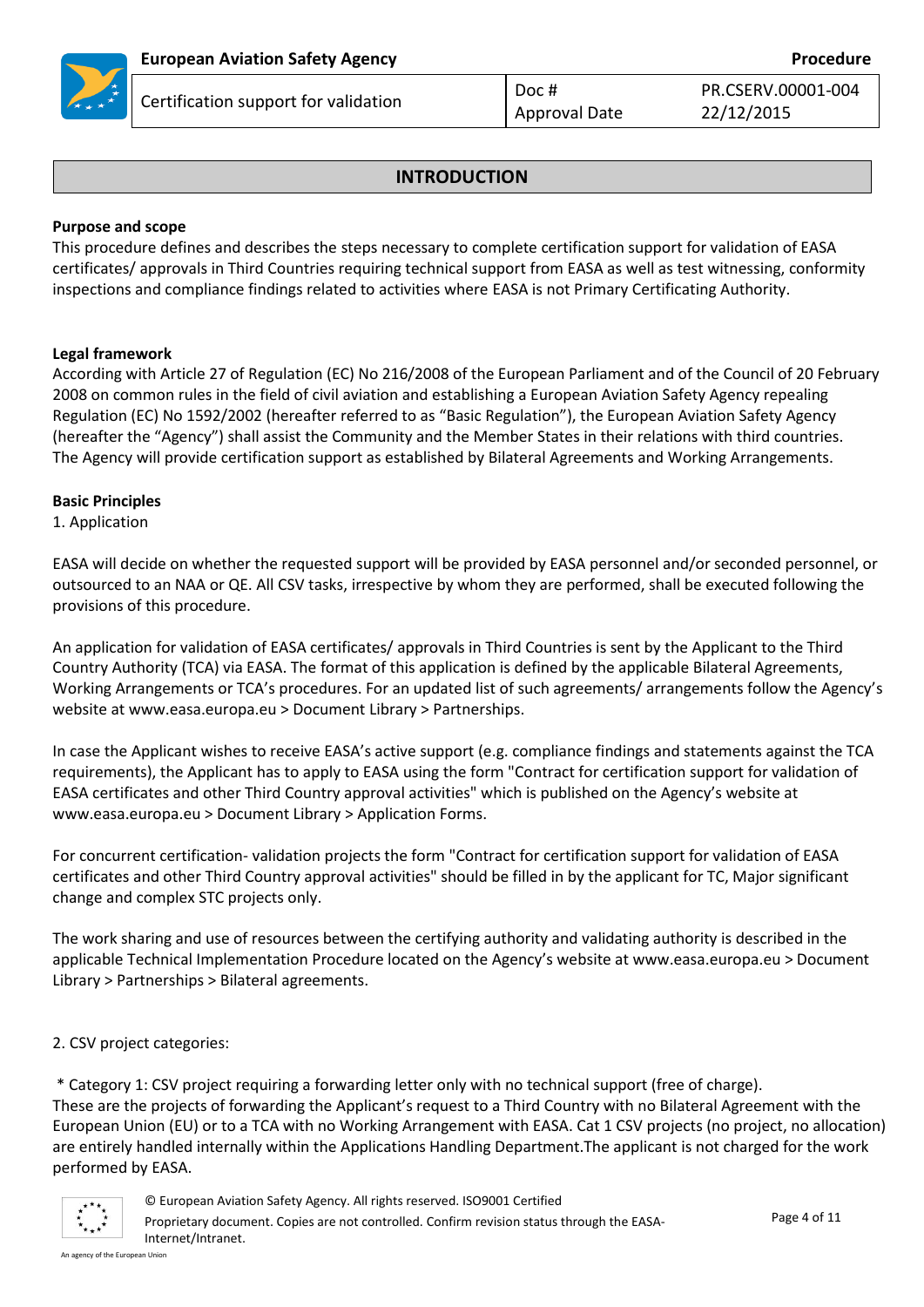## INTRODUCTION

**Purpose and scope**

This procedure defines and describes the steps necessary to complete certification support for validation of EASA certificates/ approvals in Third Countries requiring technical support from EASA as well as test witnessing, conformity inspections and compliance findings related to activities where EASA is not Primary Certificating Authority.

**Legal framework**

According with Article 27 of Regulation (EC) No 216/2008 of the European Parliament and of the Council of 20 February 2008 on common rules in the field of civil aviation and establishing a European Aviation Safety Agency repealing Regulation (EC) No 1592/2002 (hereafter referred to as "Basic Regulation"), the European Aviation Safety Agency (hereafter the "Agency") shall assist the Community and the Member States in their relations with third countries. The Agency will provide certification support as established by Bilateral Agreements and Working Arrangements.

**Basic Principles**

1. Application

EASA will decide on whether the requested support will be provided by EASA personnel and/or seconded personnel, or outsourced to an NAA or QE. All CSV tasks, irrespective by whom they are performed, shall be executed following the provisions of this procedure.

An application for validation of EASA certificates/ approvals in Third Countries is sent by the Applicant to the Third Country Authority (TCA) via EASA. The format of this application is defined by the applicable Bilateral Agreements, Working Arrangements or TCA's procedures. For an updated list of such agreements/ arrangements follow the Agency's website at www.easa.europa.eu > Document Library > Partnerships.

In case the Applicant wishes to receive EASA's active support (e.g. compliance findings and statements against the TCA requirements), the Applicant has to apply to EASA using the form "Contract for certification support for validation of EASA certificates and other Third Country approval activities" which is published on the Agency's website at www.easa.europa.eu > Document Library > Application Forms.

For concurrent certification- validation projects the form "Contract for certification support for validation of EASA certificates and other Third Country approval activities" should be filled in by the applicant for TC, Major significant change and complex STC projects only.

The work sharing and use of resources between the certifying authority and validating authority is described in the applicable Technical Implementation Procedure located on the Agency's website at www.easa.europa.eu > Document Library > Partnerships > Bilateral agreements.

2. CSV project categories:

\* Category 1: CSV project requiring a forwarding letter only with no technical support (free of charge).
These are the projects of forwarding the Applicant's request to a Third Country with no Bilateral Agreement with the European Union (EU) or to a TCA with no Working Arrangement with EASA. Cat 1 CSV projects (no project, no allocation) are entirely handled internally within the Applications Handling Department.The applicant is not charged for the work performed by EASA.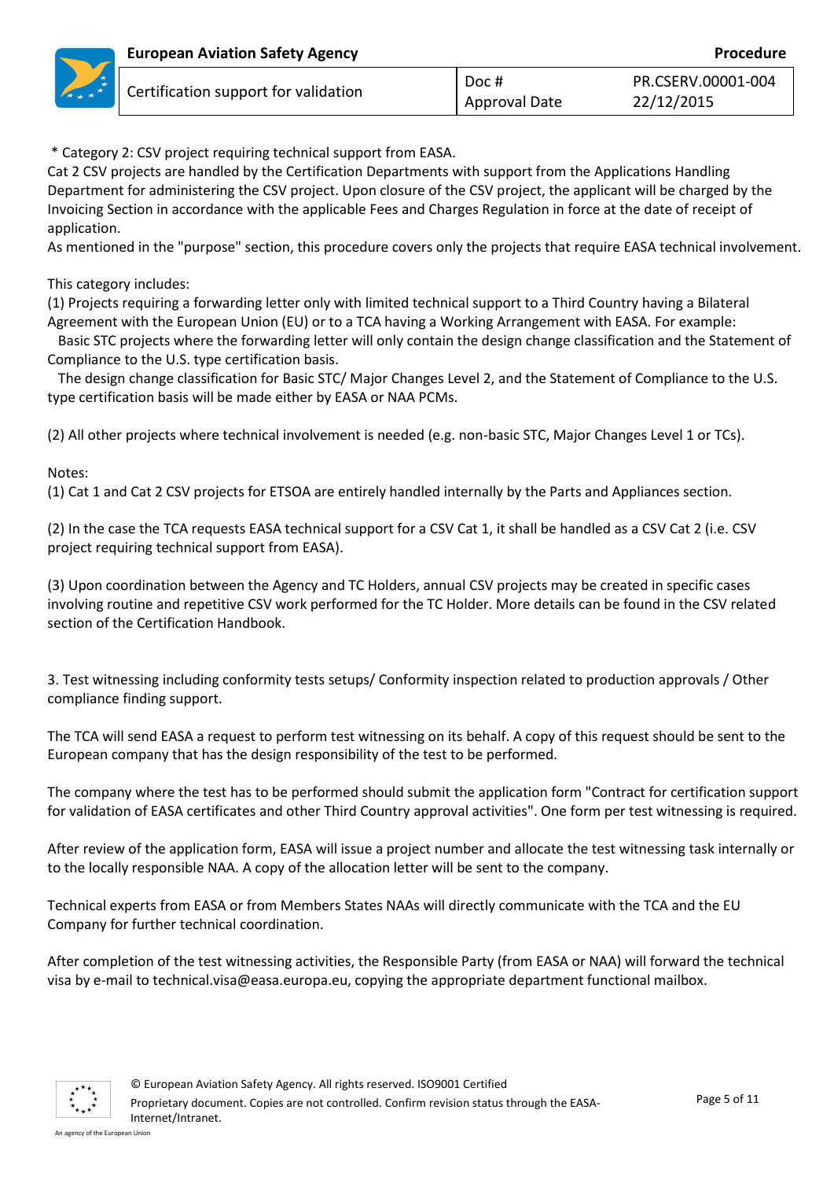* Category 2: CSV project requiring technical support from EASA.
Cat 2 CSV projects are handled by the Certification Departments with support from the Applications Handling Department for administering the CSV project. Upon closure of the CSV project, the applicant will be charged by the Invoicing Section in accordance with the applicable Fees and Charges Regulation in force at the date of receipt of application.
As mentioned in the "purpose" section, this procedure covers only the projects that require EASA technical involvement.

This category includes:
(1) Projects requiring a forwarding letter only with limited technical support to a Third Country having a Bilateral Agreement with the European Union (EU) or to a TCA having a Working Arrangement with EASA. For example:
Basic STC projects where the forwarding letter will only contain the design change classification and the Statement of Compliance to the U.S. type certification basis.
The design change classification for Basic STC/ Major Changes Level 2, and the Statement of Compliance to the U.S. type certification basis will be made either by EASA or NAA PCMs.

(2) All other projects where technical involvement is needed (e.g. non-basic STC, Major Changes Level 1 or TCs).

Notes:
(1) Cat 1 and Cat 2 CSV projects for ETSOA are entirely handled internally by the Parts and Appliances section.

(2) In the case the TCA requests EASA technical support for a CSV Cat 1, it shall be handled as a CSV Cat 2 (i.e. CSV project requiring technical support from EASA).

(3) Upon coordination between the Agency and TC Holders, annual CSV projects may be created in specific cases involving routine and repetitive CSV work performed for the TC Holder. More details can be found in the CSV related section of the Certification Handbook.

3. Test witnessing including conformity tests setups/ Conformity inspection related to production approvals / Other compliance finding support.

The TCA will send EASA a request to perform test witnessing on its behalf. A copy of this request should be sent to the European company that has the design responsibility of the test to be performed.

The company where the test has to be performed should submit the application form "Contract for certification support for validation of EASA certificates and other Third Country approval activities". One form per test witnessing is required.

After review of the application form, EASA will issue a project number and allocate the test witnessing task internally or to the locally responsible NAA. A copy of the allocation letter will be sent to the company.

Technical experts from EASA or from Members States NAAs will directly communicate with the TCA and the EU Company for further technical coordination.

After completion of the test witnessing activities, the Responsible Party (from EASA or NAA) will forward the technical visa by e-mail to technical.visa@easa.europa.eu, copying the appropriate department functional mailbox.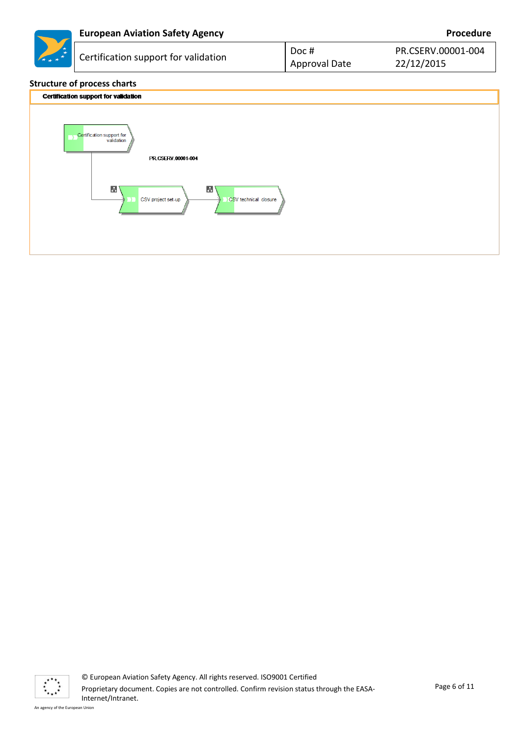## Structure of process charts

**Certification support for validation**

Certification support for validation

PR.CSERV.00001-004

CSV project set-up

CSV technical closure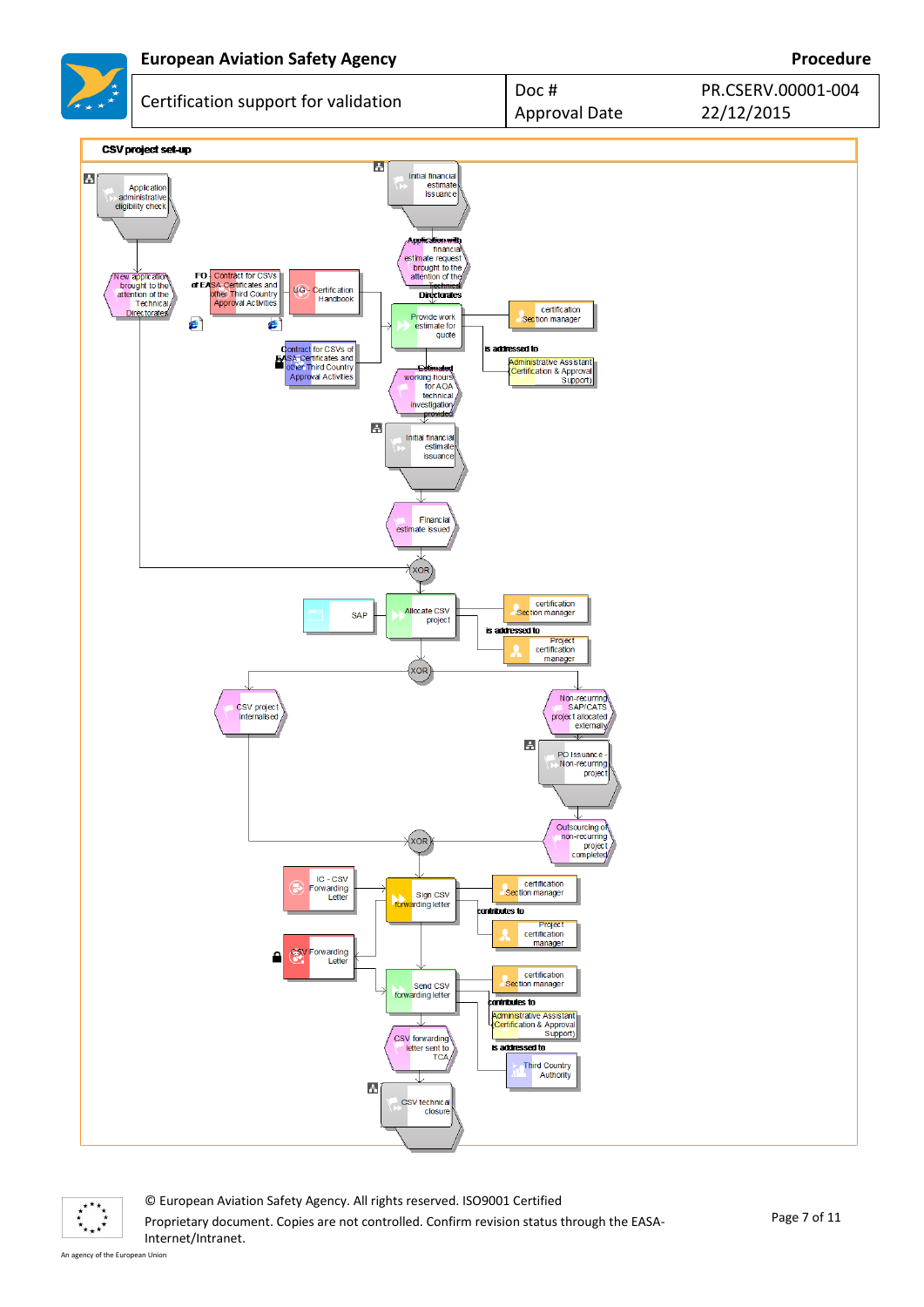## CSV project set-up

- Application administrative eligibility check
- New application brought to the attention of the Technical Directorates
- FO - Contract for CSVs of EASA Certificates and other Third Country Approval Activities
- UG - Certification Handbook
- Contract for CSVs of EASA Certificates and other Third Country Approval Activities
- Initial financial estimate issuance
- Application with financial estimate request brought to the attention of the Technical Directorates
- Provide work estimate for quote
  - is addressed to: certification Section manager; Administrative Assistant (Certification & Approval Support)
- Estimated working hours for AOA technical investigation provided
- Initial financial estimate issuance
- Financial estimate issued
- XOR
- Allocate CSV project (SAP)
  - is addressed to: certification Section manager; Project certification manager
- XOR
- CSV project internalised
- Non-recurring SAP/CATS project allocated externally
- PO Issuance - Non-recurring project
- Outsourcing of non-recurring project completed
- XOR
- Sign CSV forwarding letter (IC - CSV Forwarding Letter; CSV Forwarding Letter)
  - contributes to: certification Section manager; Project certification manager
- Send CSV forwarding letter
  - contributes to: certification Section manager; Administrative Assistant (Certification & Approval Support)
  - is addressed to: Third Country Authority
- CSV forwarding letter sent to TCA
- CSV technical closure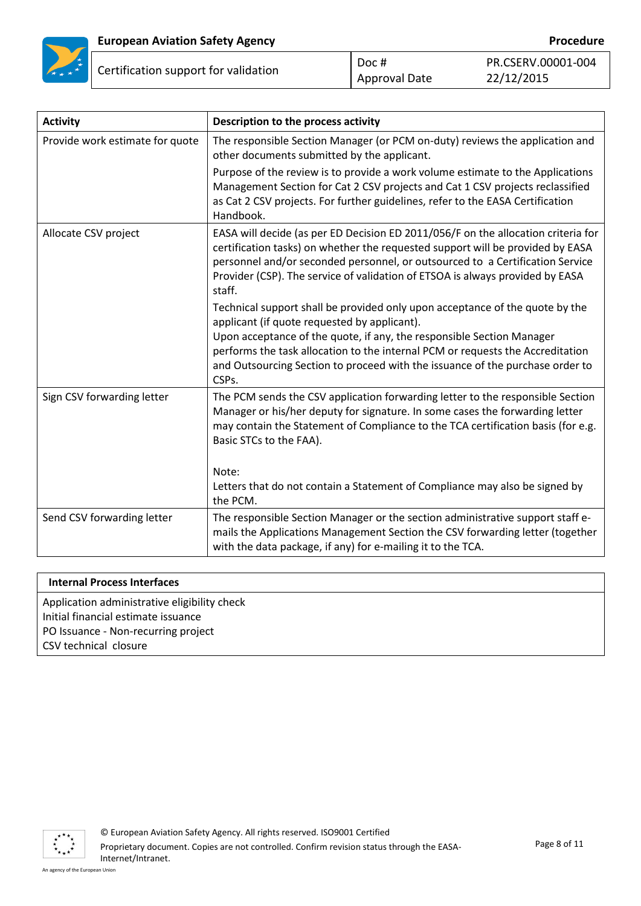| Activity | Description to the process activity |
| --- | --- |
| Provide work estimate for quote | The responsible Section Manager (or PCM on-duty) reviews the application and other documents submitted by the applicant.<br><br>Purpose of the review is to provide a work volume estimate to the Applications Management Section for Cat 2 CSV projects and Cat 1 CSV projects reclassified as Cat 2 CSV projects. For further guidelines, refer to the EASA Certification Handbook. |
| Allocate CSV project | EASA will decide (as per ED Decision ED 2011/056/F on the allocation criteria for certification tasks) on whether the requested support will be provided by EASA personnel and/or seconded personnel, or outsourced to a Certification Service Provider (CSP). The service of validation of ETSOA is always provided by EASA staff.<br><br>Technical support shall be provided only upon acceptance of the quote by the applicant (if quote requested by applicant).<br>Upon acceptance of the quote, if any, the responsible Section Manager performs the task allocation to the internal PCM or requests the Accreditation and Outsourcing Section to proceed with the issuance of the purchase order to CSPs. |
| Sign CSV forwarding letter | The PCM sends the CSV application forwarding letter to the responsible Section Manager or his/her deputy for signature. In some cases the forwarding letter may contain the Statement of Compliance to the TCA certification basis (for e.g. Basic STCs to the FAA).<br><br>Note:<br>Letters that do not contain a Statement of Compliance may also be signed by the PCM. |
| Send CSV forwarding letter | The responsible Section Manager or the section administrative support staff e-mails the Applications Management Section the CSV forwarding letter (together with the data package, if any) for e-mailing it to the TCA. |

| Internal Process Interfaces |
| --- |
| Application administrative eligibility check<br>Initial financial estimate issuance<br>PO Issuance - Non-recurring project<br>CSV technical closure |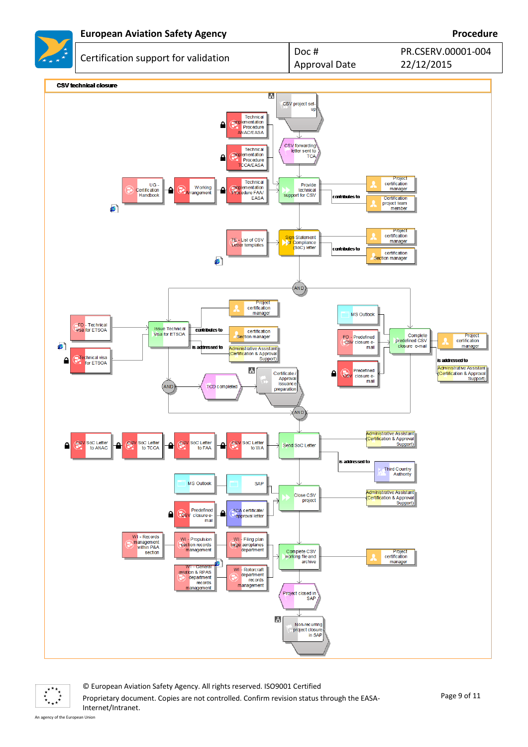## CSV technical closure

CSV project set-up

Technical Implementation Procedure ANAC/EASA

Technical Implementation Procedure TCCA/EASA

CSV forwarding letter sent to TCA

UG - Certification Handbook

Working Arrangement

Technical Implementation Procedure FAA/EASA

Provide technical support for CSV

contributes to

Project certification manager

Certification project team member

TE - List of CSV Letter templates

Sign Statement of Compliance (SoC) letter

contributes to

Project certification manager

certification Section manager

AND

FO - Technical visa for ETSOA

Technical visa for ETSOA

Issue Technical Visa for ETSOA

contributes to

Project certification manager

certification Section manager

is addressed to

Administrative Assistant (Certification & Approval Support)

MS Outlook

FO - Predefined CSV closure e-mail

Predefined CSV closure e-mail

Complete predefined CSV closure e-mail

Project certification manager

is addressed to

Administrative Assistant (Certification & Approval Support)

AND

TCD completed

Certificate / Approval issuance preparation

AND

CSV SoC Letter to ANAC

CSV SoC Letter to TCCA

CSV SoC Letter to FAA

CSV SoC Letter to WA

Send SoC Letter

Administrative Assistant (Certification & Approval Support)

is addressed to

Third Country Authority

MS Outlook

SAP

Predefined CSV closure e-mail

TCA certificate/ approval letter

Close CSV project

Administrative Assistant (Certification & Approval Support)

WI - Records management within P&A section

WI - Propulsion section records management

WI - Filing plan large aeroplanes department

Complete CSV working file and archive

Project certification manager

WI - General aviation & RPAS department records management

WI - Rotorcraft department records management

Project closed in SAP

Non-recurring project closure in SAP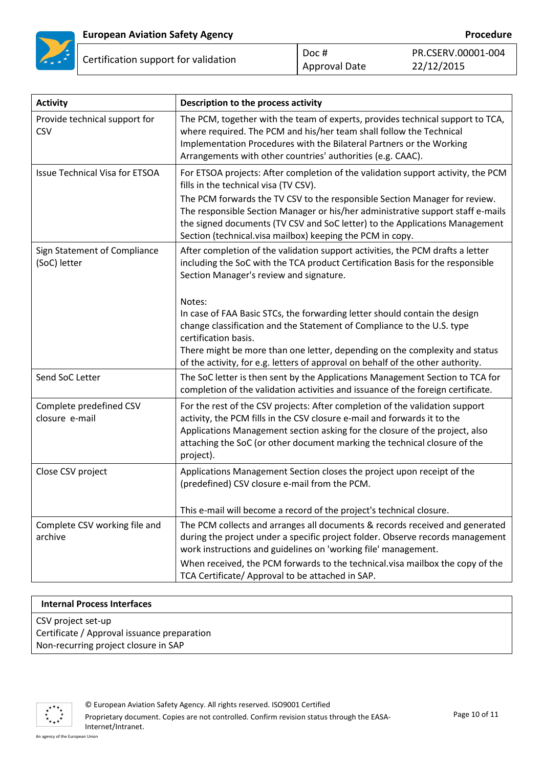| Activity | Description to the process activity |
|---|---|
| Provide technical support for CSV | The PCM, together with the team of experts, provides technical support to TCA, where required. The PCM and his/her team shall follow the Technical Implementation Procedures with the Bilateral Partners or the Working Arrangements with other countries' authorities (e.g. CAAC). |
| Issue Technical Visa for ETSOA | For ETSOA projects: After completion of the validation support activity, the PCM fills in the technical visa (TV CSV).<br>The PCM forwards the TV CSV to the responsible Section Manager for review. The responsible Section Manager or his/her administrative support staff e-mails the signed documents (TV CSV and SoC letter) to the Applications Management Section (technical.visa mailbox) keeping the PCM in copy. |
| Sign Statement of Compliance (SoC) letter | After completion of the validation support activities, the PCM drafts a letter including the SoC with the TCA product Certification Basis for the responsible Section Manager's review and signature.<br><br>Notes:<br>In case of FAA Basic STCs, the forwarding letter should contain the design change classification and the Statement of Compliance to the U.S. type certification basis.<br>There might be more than one letter, depending on the complexity and status of the activity, for e.g. letters of approval on behalf of the other authority. |
| Send SoC Letter | The SoC letter is then sent by the Applications Management Section to TCA for completion of the validation activities and issuance of the foreign certificate. |
| Complete predefined CSV closure e-mail | For the rest of the CSV projects: After completion of the validation support activity, the PCM fills in the CSV closure e-mail and forwards it to the Applications Management section asking for the closure of the project, also attaching the SoC (or other document marking the technical closure of the project). |
| Close CSV project | Applications Management Section closes the project upon receipt of the (predefined) CSV closure e-mail from the PCM.<br><br>This e-mail will become a record of the project's technical closure. |
| Complete CSV working file and archive | The PCM collects and arranges all documents & records received and generated during the project under a specific project folder. Observe records management work instructions and guidelines on 'working file' management.<br>When received, the PCM forwards to the technical.visa mailbox the copy of the TCA Certificate/ Approval to be attached in SAP. |

| Internal Process Interfaces |
|---|
| CSV project set-up<br>Certificate / Approval issuance preparation<br>Non-recurring project closure in SAP |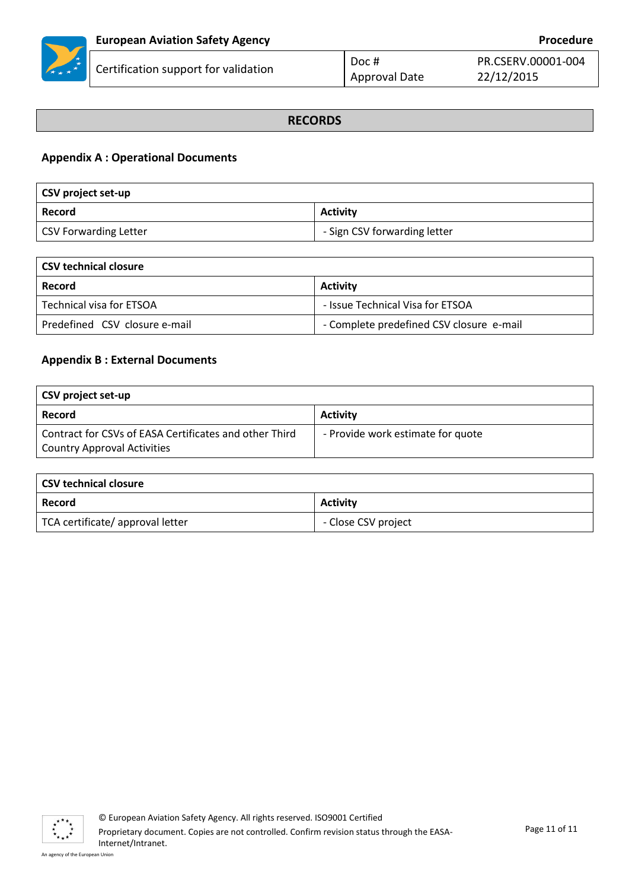## RECORDS

### Appendix A : Operational Documents

| CSV project set-up | |
|---|---|
| **Record** | **Activity** |
| CSV Forwarding Letter | - Sign CSV forwarding letter |

| CSV technical closure | |
|---|---|
| **Record** | **Activity** |
| Technical visa for ETSOA | - Issue Technical Visa for ETSOA |
| Predefined CSV closure e-mail | - Complete predefined CSV closure e-mail |

### Appendix B : External Documents

| CSV project set-up | |
|---|---|
| **Record** | **Activity** |
| Contract for CSVs of EASA Certificates and other Third Country Approval Activities | - Provide work estimate for quote |

| CSV technical closure | |
|---|---|
| **Record** | **Activity** |
| TCA certificate/ approval letter | - Close CSV project |